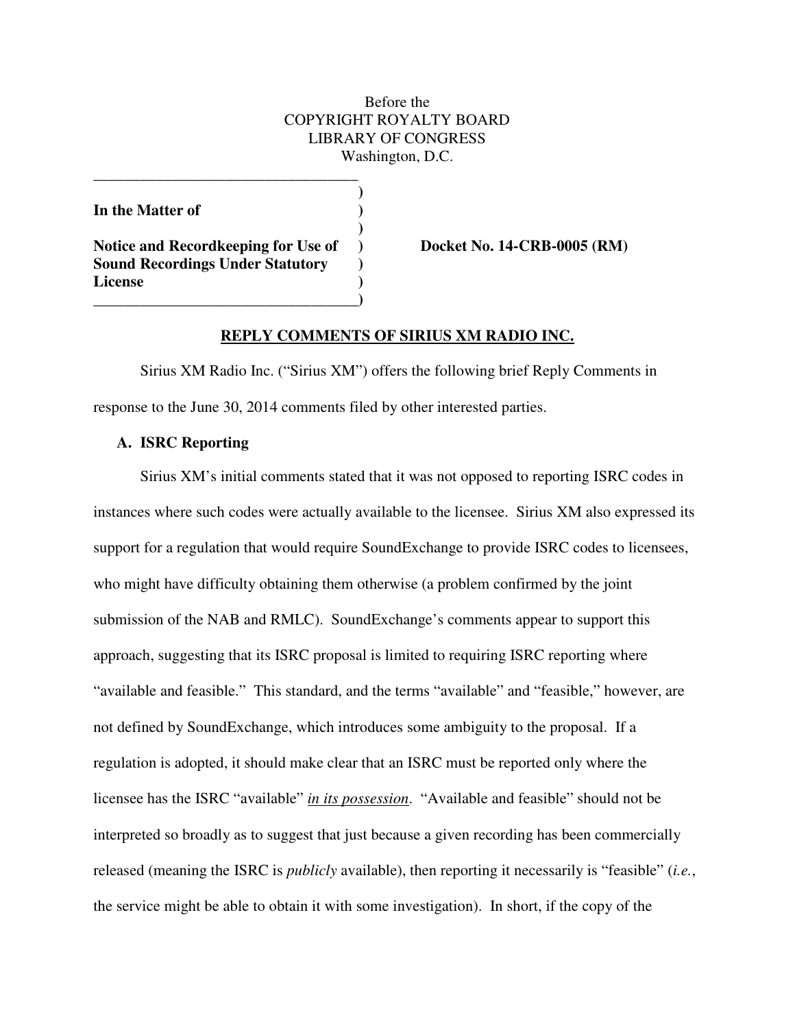Before the
COPYRIGHT ROYALTY BOARD
LIBRARY OF CONGRESS
Washington, D.C.

**In the Matter of**

**Notice and Recordkeeping for Use of Sound Recordings Under Statutory License**

**Docket No. 14-CRB-0005 (RM)**

## REPLY COMMENTS OF SIRIUS XM RADIO INC.

Sirius XM Radio Inc. ("Sirius XM") offers the following brief Reply Comments in response to the June 30, 2014 comments filed by other interested parties.

### A. ISRC Reporting

Sirius XM's initial comments stated that it was not opposed to reporting ISRC codes in instances where such codes were actually available to the licensee. Sirius XM also expressed its support for a regulation that would require SoundExchange to provide ISRC codes to licensees, who might have difficulty obtaining them otherwise (a problem confirmed by the joint submission of the NAB and RMLC). SoundExchange's comments appear to support this approach, suggesting that its ISRC proposal is limited to requiring ISRC reporting where "available and feasible." This standard, and the terms "available" and "feasible," however, are not defined by SoundExchange, which introduces some ambiguity to the proposal. If a regulation is adopted, it should make clear that an ISRC must be reported only where the licensee has the ISRC "available" _in its possession_. "Available and feasible" should not be interpreted so broadly as to suggest that just because a given recording has been commercially released (meaning the ISRC is *publicly* available), then reporting it necessarily is "feasible" (*i.e.*, the service might be able to obtain it with some investigation). In short, if the copy of the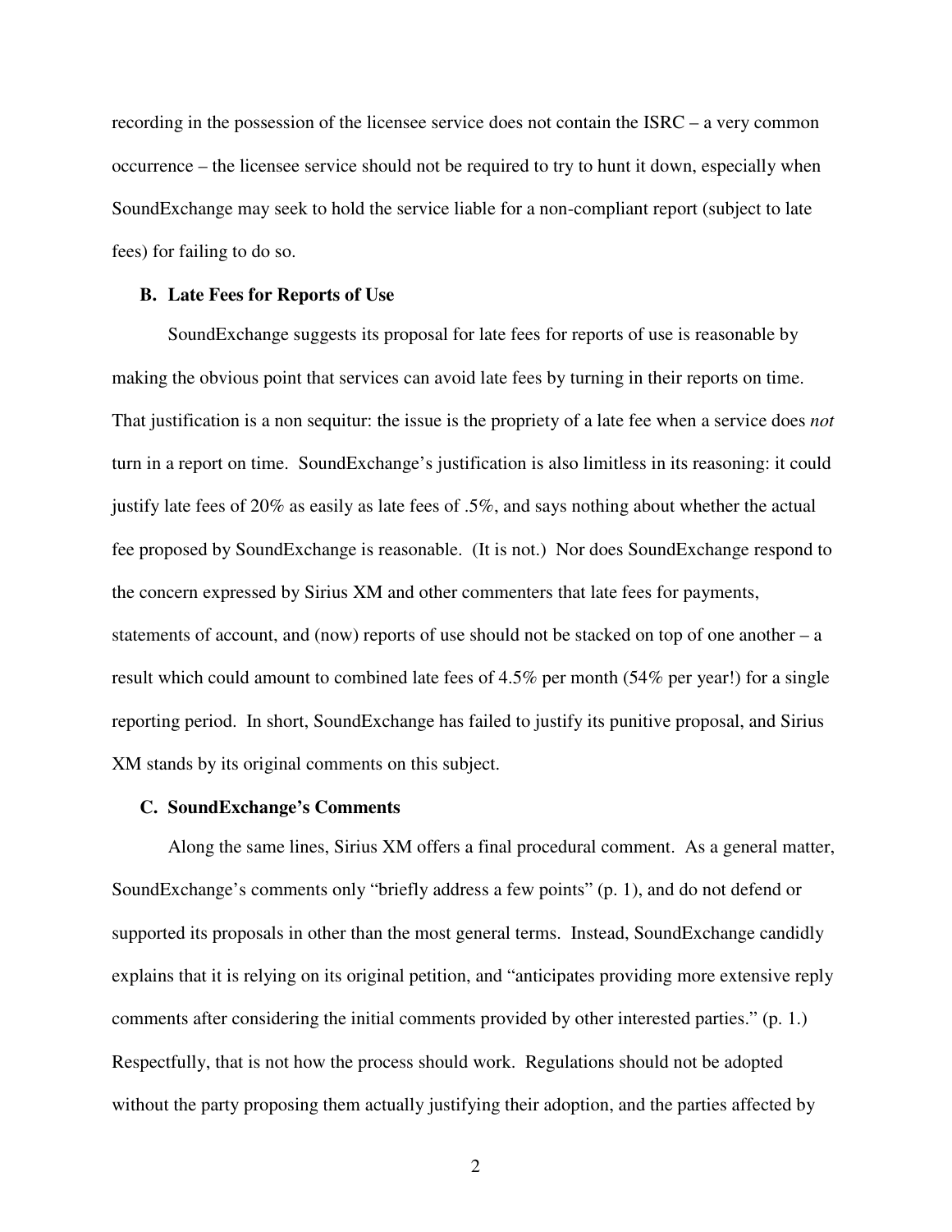recording in the possession of the licensee service does not contain the ISRC – a very common occurrence – the licensee service should not be required to try to hunt it down, especially when SoundExchange may seek to hold the service liable for a non-compliant report (subject to late fees) for failing to do so.

### B. Late Fees for Reports of Use

SoundExchange suggests its proposal for late fees for reports of use is reasonable by making the obvious point that services can avoid late fees by turning in their reports on time. That justification is a non sequitur: the issue is the propriety of a late fee when a service does *not* turn in a report on time. SoundExchange's justification is also limitless in its reasoning: it could justify late fees of 20% as easily as late fees of .5%, and says nothing about whether the actual fee proposed by SoundExchange is reasonable. (It is not.) Nor does SoundExchange respond to the concern expressed by Sirius XM and other commenters that late fees for payments, statements of account, and (now) reports of use should not be stacked on top of one another – a result which could amount to combined late fees of 4.5% per month (54% per year!) for a single reporting period. In short, SoundExchange has failed to justify its punitive proposal, and Sirius XM stands by its original comments on this subject.

### C. SoundExchange's Comments

Along the same lines, Sirius XM offers a final procedural comment. As a general matter, SoundExchange's comments only "briefly address a few points" (p. 1), and do not defend or supported its proposals in other than the most general terms. Instead, SoundExchange candidly explains that it is relying on its original petition, and "anticipates providing more extensive reply comments after considering the initial comments provided by other interested parties." (p. 1.) Respectfully, that is not how the process should work. Regulations should not be adopted without the party proposing them actually justifying their adoption, and the parties affected by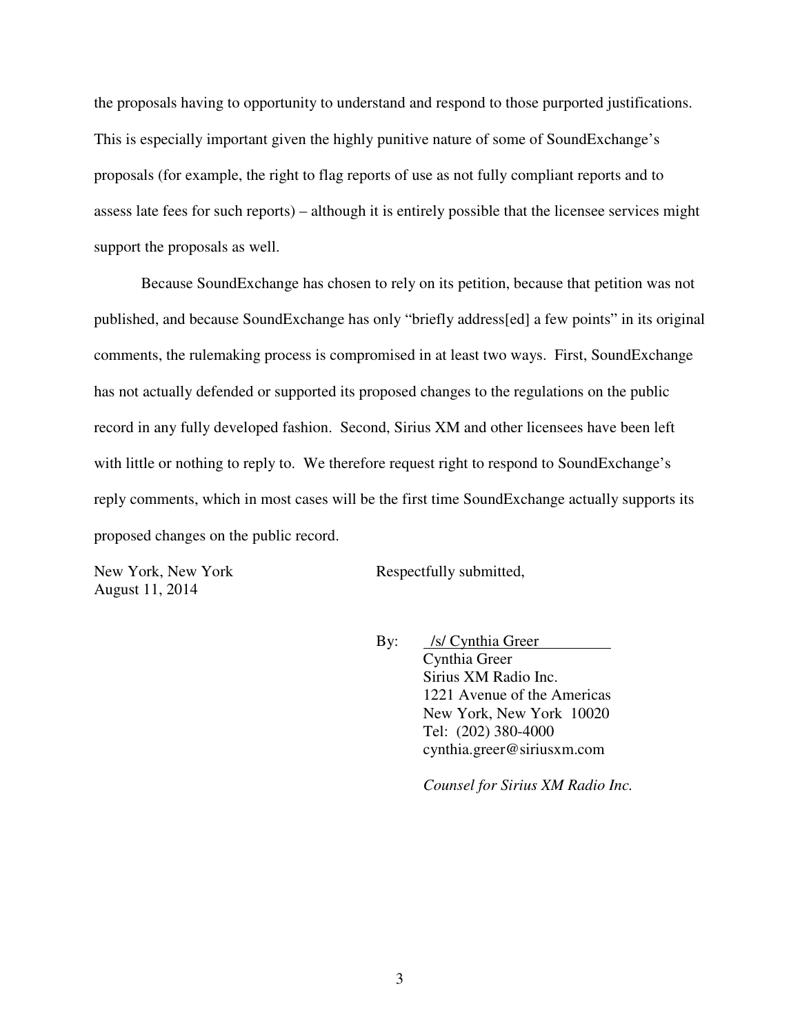the proposals having to opportunity to understand and respond to those purported justifications. This is especially important given the highly punitive nature of some of SoundExchange's proposals (for example, the right to flag reports of use as not fully compliant reports and to assess late fees for such reports) – although it is entirely possible that the licensee services might support the proposals as well.

Because SoundExchange has chosen to rely on its petition, because that petition was not published, and because SoundExchange has only "briefly address[ed] a few points" in its original comments, the rulemaking process is compromised in at least two ways. First, SoundExchange has not actually defended or supported its proposed changes to the regulations on the public record in any fully developed fashion. Second, Sirius XM and other licensees have been left with little or nothing to reply to. We therefore request right to respond to SoundExchange's reply comments, which in most cases will be the first time SoundExchange actually supports its proposed changes on the public record.

New York, New York
August 11, 2014

Respectfully submitted,

By: /s/ Cynthia Greer
Cynthia Greer
Sirius XM Radio Inc.
1221 Avenue of the Americas
New York, New York 10020
Tel: (202) 380-4000
cynthia.greer@siriusxm.com

*Counsel for Sirius XM Radio Inc.*